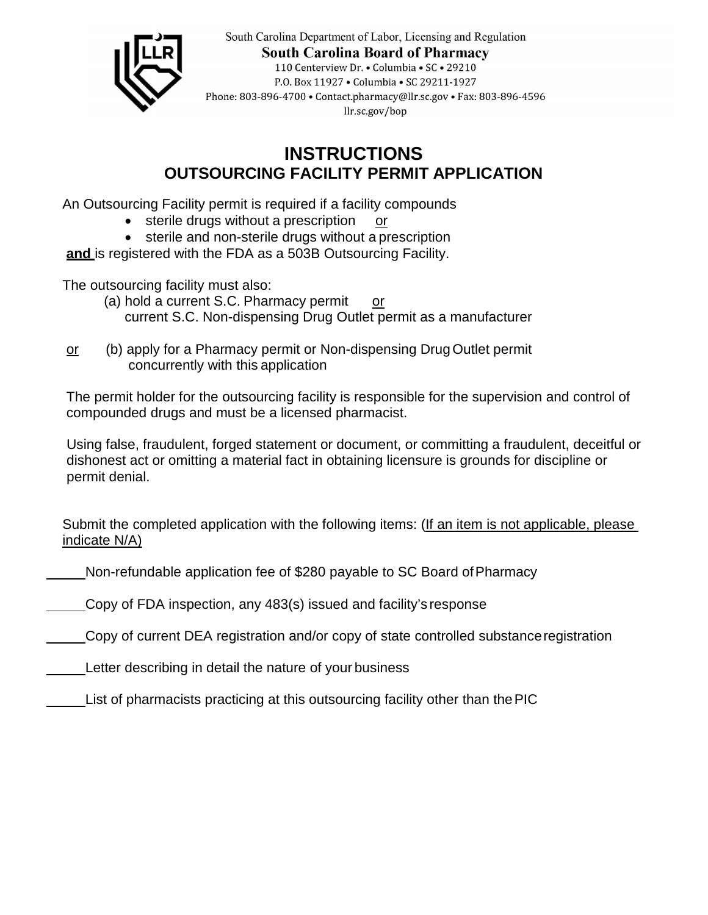South Carolina Department of Labor, Licensing and Regulation
**South Carolina Board of Pharmacy**
110 Centerview Dr. • Columbia • SC • 29210
P.O. Box 11927 • Columbia • SC 29211-1927
Phone: 803-896-4700 • Contact.pharmacy@llr.sc.gov • Fax: 803-896-4596
llr.sc.gov/bop

# INSTRUCTIONS
## OUTSOURCING FACILITY PERMIT APPLICATION

An Outsourcing Facility permit is required if a facility compounds

- sterile drugs without a prescription <u>or</u>
- sterile and non-sterile drugs without a prescription

**<u>and</u>** is registered with the FDA as a 503B Outsourcing Facility.

The outsourcing facility must also:

(a) hold a current S.C. Pharmacy permit <u>or</u>
current S.C. Non-dispensing Drug Outlet permit as a manufacturer

<u>or</u> (b) apply for a Pharmacy permit or Non-dispensing Drug Outlet permit concurrently with this application

The permit holder for the outsourcing facility is responsible for the supervision and control of compounded drugs and must be a licensed pharmacist.

Using false, fraudulent, forged statement or document, or committing a fraudulent, deceitful or dishonest act or omitting a material fact in obtaining licensure is grounds for discipline or permit denial.

Submit the completed application with the following items: (<u>If an item is not applicable, please indicate N/A)</u>

_____ Non-refundable application fee of $280 payable to SC Board of Pharmacy

_____ Copy of FDA inspection, any 483(s) issued and facility's response

_____ Copy of current DEA registration and/or copy of state controlled substance registration

_____ Letter describing in detail the nature of your business

_____ List of pharmacists practicing at this outsourcing facility other than the PIC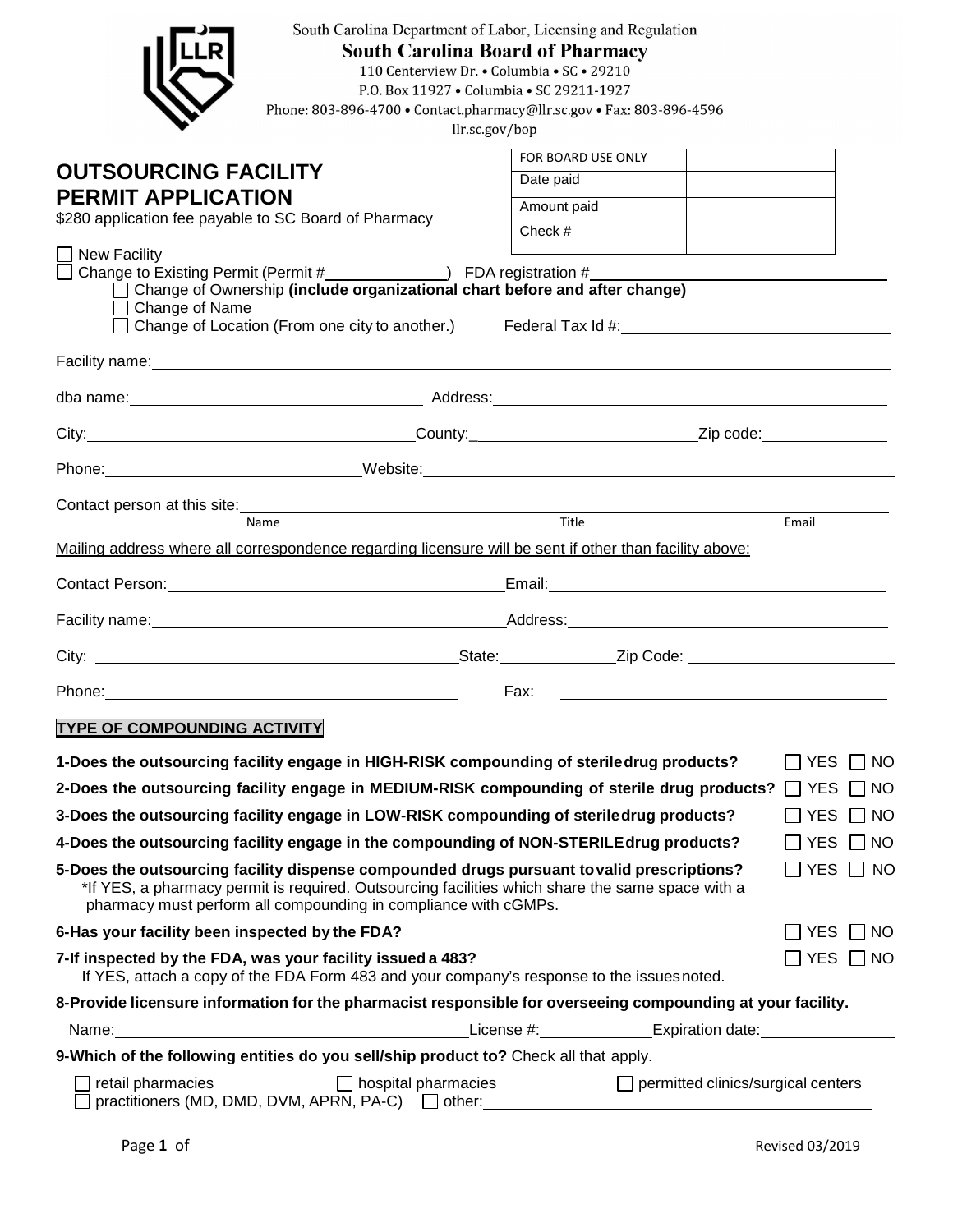South Carolina Department of Labor, Licensing and Regulation

**South Carolina Board of Pharmacy**

110 Centerview Dr. • Columbia • SC • 29210
P.O. Box 11927 • Columbia • SC 29211-1927
Phone: 803-896-4700 • Contact.pharmacy@llr.sc.gov • Fax: 803-896-4596
llr.sc.gov/bop

# OUTSOURCING FACILITY PERMIT APPLICATION

\$280 application fee payable to SC Board of Pharmacy

| FOR BOARD USE ONLY | |
|---|---|
| Date paid | |
| Amount paid | |
| Check # | |

☐ New Facility
☐ Change to Existing Permit (Permit #\_\_\_\_\_\_\_\_\_\_\_\_) FDA registration #\_\_\_\_\_\_\_\_\_\_\_\_\_\_\_\_\_\_\_\_

- ☐ Change of Ownership **(include organizational chart before and after change)**
- ☐ Change of Name
- ☐ Change of Location (From one city to another.) Federal Tax Id #:\_\_\_\_\_\_\_\_\_\_\_\_\_\_\_\_\_\_\_\_

Facility name:\_\_\_\_\_\_\_\_\_\_\_\_\_\_\_\_\_\_\_\_\_\_\_\_\_\_\_\_\_\_\_\_\_\_\_\_\_\_\_\_

dba name:\_\_\_\_\_\_\_\_\_\_\_\_\_\_\_\_\_\_\_\_ Address:\_\_\_\_\_\_\_\_\_\_\_\_\_\_\_\_\_\_\_\_\_\_\_\_\_\_\_\_

City:\_\_\_\_\_\_\_\_\_\_\_\_\_\_\_\_\_\_\_\_County:\_\_\_\_\_\_\_\_\_\_\_\_\_\_\_\_Zip code:\_\_\_\_\_\_\_\_\_\_

Phone:\_\_\_\_\_\_\_\_\_\_\_\_\_\_\_\_\_Website:\_\_\_\_\_\_\_\_\_\_\_\_\_\_\_\_\_\_\_\_\_\_\_\_\_\_\_\_\_\_\_\_

Contact person at this site:\_\_\_\_\_\_\_\_\_\_\_\_\_\_\_\_\_\_\_\_\_\_\_\_\_\_\_\_\_\_\_\_\_\_\_\_\_\_\_\_\_\_\_\_
Name Title Email

Mailing address where all correspondence regarding licensure will be sent if other than facility above:

Contact Person:\_\_\_\_\_\_\_\_\_\_\_\_\_\_\_\_\_\_\_\_\_\_\_\_Email:\_\_\_\_\_\_\_\_\_\_\_\_\_\_\_\_\_\_\_\_\_\_\_\_

Facility name:\_\_\_\_\_\_\_\_\_\_\_\_\_\_\_\_\_\_\_\_\_\_\_\_\_\_Address:\_\_\_\_\_\_\_\_\_\_\_\_\_\_\_\_\_\_\_\_\_\_\_\_

City: \_\_\_\_\_\_\_\_\_\_\_\_\_\_\_\_\_\_\_\_\_\_\_\_\_\_State:\_\_\_\_\_\_\_\_\_Zip Code: \_\_\_\_\_\_\_\_\_\_\_\_\_\_\_

Phone:\_\_\_\_\_\_\_\_\_\_\_\_\_\_\_\_\_\_\_\_\_\_\_\_\_\_ Fax: \_\_\_\_\_\_\_\_\_\_\_\_\_\_\_\_\_\_\_\_\_\_\_\_\_\_

## TYPE OF COMPOUNDING ACTIVITY

**1-Does the outsourcing facility engage in HIGH-RISK compounding of sterile drug products?** ☐ YES ☐ NO

**2-Does the outsourcing facility engage in MEDIUM-RISK compounding of sterile drug products?** ☐ YES ☐ NO

**3-Does the outsourcing facility engage in LOW-RISK compounding of sterile drug products?** ☐ YES ☐ NO

**4-Does the outsourcing facility engage in the compounding of NON-STERILE drug products?** ☐ YES ☐ NO

**5-Does the outsourcing facility dispense compounded drugs pursuant to valid prescriptions?** ☐ YES ☐ NO
\*If YES, a pharmacy permit is required. Outsourcing facilities which share the same space with a pharmacy must perform all compounding in compliance with cGMPs.

**6-Has your facility been inspected by the FDA?** ☐ YES ☐ NO

**7-If inspected by the FDA, was your facility issued a 483?** ☐ YES ☐ NO
If YES, attach a copy of the FDA Form 483 and your company's response to the issues noted.

**8-Provide licensure information for the pharmacist responsible for overseeing compounding at your facility.**

Name:\_\_\_\_\_\_\_\_\_\_\_\_\_\_\_\_\_\_\_\_\_\_\_\_License #:\_\_\_\_\_\_\_\_\_\_Expiration date:\_\_\_\_\_\_\_\_\_\_\_\_

**9-Which of the following entities do you sell/ship product to?** Check all that apply.

☐ retail pharmacies ☐ hospital pharmacies ☐ permitted clinics/surgical centers
☐ practitioners (MD, DMD, DVM, APRN, PA-C) ☐ other:\_\_\_\_\_\_\_\_\_\_\_\_\_\_\_\_\_\_\_\_\_\_\_\_\_\_\_\_

Revised 03/2019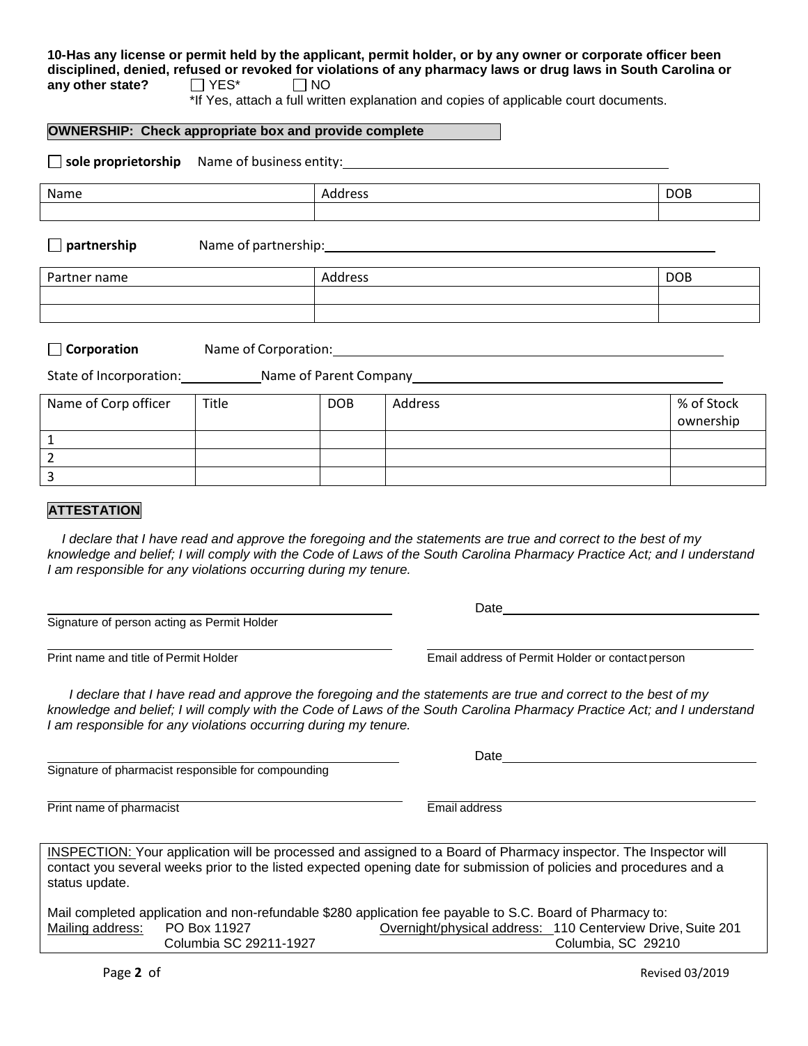**10-Has any license or permit held by the applicant, permit holder, or by any owner or corporate officer been disciplined, denied, refused or revoked for violations of any pharmacy laws or drug laws in South Carolina or any other state?** ☐ YES* ☐ NO

*If Yes, attach a full written explanation and copies of applicable court documents.

**OWNERSHIP: Check appropriate box and provide complete**

☐ **sole proprietorship** Name of business entity: ____________________

| Name | Address | DOB |
| --- | --- | --- |
| | | |

☐ **partnership** Name of partnership: ____________________

| Partner name | Address | DOB |
| --- | --- | --- |
| | | |
| | | |

☐ **Corporation** Name of Corporation: ____________________

State of Incorporation: __________ Name of Parent Company ____________________

| Name of Corp officer | Title | DOB | Address | % of Stock ownership |
| --- | --- | --- | --- | --- |
| 1 | | | | |
| 2 | | | | |
| 3 | | | | |

**ATTESTATION**

*I declare that I have read and approve the foregoing and the statements are true and correct to the best of my knowledge and belief; I will comply with the Code of Laws of the South Carolina Pharmacy Practice Act; and I understand I am responsible for any violations occurring during my tenure.*

____________________ Date ____________________
Signature of person acting as Permit Holder

____________________ ____________________
Print name and title of Permit Holder Email address of Permit Holder or contact person

*I declare that I have read and approve the foregoing and the statements are true and correct to the best of my knowledge and belief; I will comply with the Code of Laws of the South Carolina Pharmacy Practice Act; and I understand I am responsible for any violations occurring during my tenure.*

____________________ Date ____________________
Signature of pharmacist responsible for compounding

____________________ ____________________
Print name of pharmacist Email address

INSPECTION: Your application will be processed and assigned to a Board of Pharmacy inspector. The Inspector will contact you several weeks prior to the listed expected opening date for submission of policies and procedures and a status update.

Mail completed application and non-refundable $280 application fee payable to S.C. Board of Pharmacy to:

Mailing address: PO Box 11927, Columbia SC 29211-1927

Overnight/physical address: 110 Centerview Drive, Suite 201, Columbia, SC 29210

Revised 03/2019